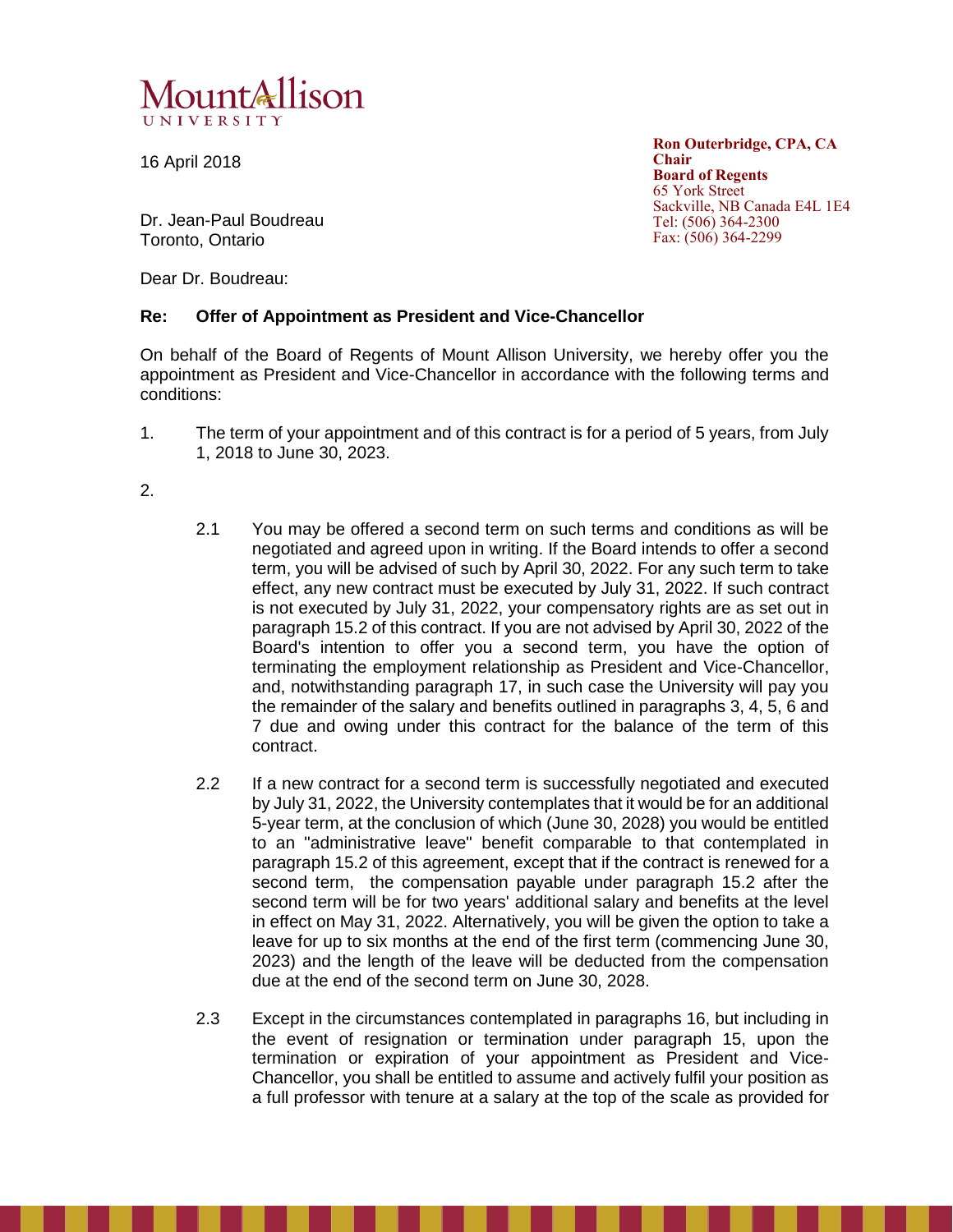Mount Allison
UNIVERSITY

16 April 2018

**Ron Outerbridge, CPA, CA**
**Chair**
**Board of Regents**
65 York Street
Sackville, NB Canada E4L 1E4
Tel: (506) 364-2300
Fax: (506) 364-2299

Dr. Jean-Paul Boudreau
Toronto, Ontario

Dear Dr. Boudreau:

**Re: Offer of Appointment as President and Vice-Chancellor**

On behalf of the Board of Regents of Mount Allison University, we hereby offer you the appointment as President and Vice-Chancellor in accordance with the following terms and conditions:

1. The term of your appointment and of this contract is for a period of 5 years, from July 1, 2018 to June 30, 2023.

2.

   2.1 You may be offered a second term on such terms and conditions as will be negotiated and agreed upon in writing. If the Board intends to offer a second term, you will be advised of such by April 30, 2022. For any such term to take effect, any new contract must be executed by July 31, 2022. If such contract is not executed by July 31, 2022, your compensatory rights are as set out in paragraph 15.2 of this contract. If you are not advised by April 30, 2022 of the Board's intention to offer you a second term, you have the option of terminating the employment relationship as President and Vice-Chancellor, and, notwithstanding paragraph 17, in such case the University will pay you the remainder of the salary and benefits outlined in paragraphs 3, 4, 5, 6 and 7 due and owing under this contract for the balance of the term of this contract.

   2.2 If a new contract for a second term is successfully negotiated and executed by July 31, 2022, the University contemplates that it would be for an additional 5-year term, at the conclusion of which (June 30, 2028) you would be entitled to an "administrative leave" benefit comparable to that contemplated in paragraph 15.2 of this agreement, except that if the contract is renewed for a second term, the compensation payable under paragraph 15.2 after the second term will be for two years' additional salary and benefits at the level in effect on May 31, 2022. Alternatively, you will be given the option to take a leave for up to six months at the end of the first term (commencing June 30, 2023) and the length of the leave will be deducted from the compensation due at the end of the second term on June 30, 2028.

   2.3 Except in the circumstances contemplated in paragraphs 16, but including in the event of resignation or termination under paragraph 15, upon the termination or expiration of your appointment as President and Vice-Chancellor, you shall be entitled to assume and actively fulfil your position as a full professor with tenure at a salary at the top of the scale as provided for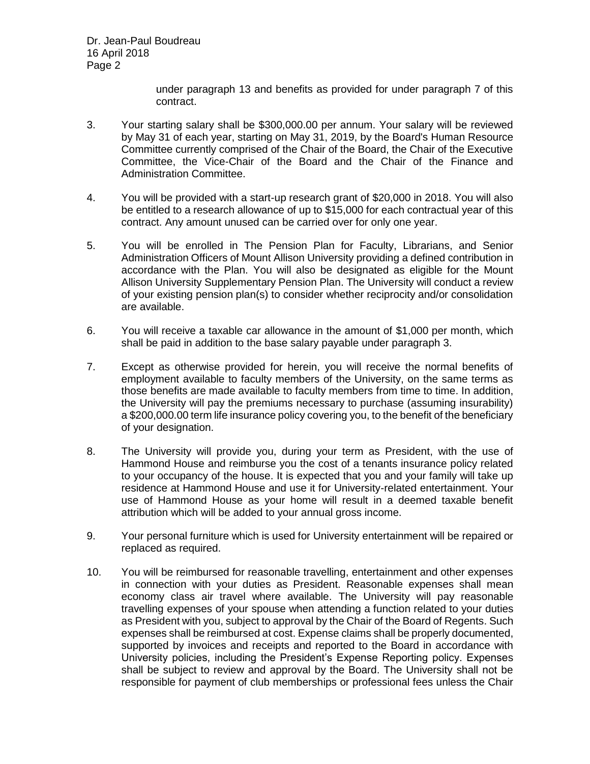under paragraph 13 and benefits as provided for under paragraph 7 of this contract.

3. Your starting salary shall be $300,000.00 per annum. Your salary will be reviewed by May 31 of each year, starting on May 31, 2019, by the Board's Human Resource Committee currently comprised of the Chair of the Board, the Chair of the Executive Committee, the Vice-Chair of the Board and the Chair of the Finance and Administration Committee.

4. You will be provided with a start-up research grant of $20,000 in 2018. You will also be entitled to a research allowance of up to $15,000 for each contractual year of this contract. Any amount unused can be carried over for only one year.

5. You will be enrolled in The Pension Plan for Faculty, Librarians, and Senior Administration Officers of Mount Allison University providing a defined contribution in accordance with the Plan. You will also be designated as eligible for the Mount Allison University Supplementary Pension Plan. The University will conduct a review of your existing pension plan(s) to consider whether reciprocity and/or consolidation are available.

6. You will receive a taxable car allowance in the amount of $1,000 per month, which shall be paid in addition to the base salary payable under paragraph 3.

7. Except as otherwise provided for herein, you will receive the normal benefits of employment available to faculty members of the University, on the same terms as those benefits are made available to faculty members from time to time. In addition, the University will pay the premiums necessary to purchase (assuming insurability) a $200,000.00 term life insurance policy covering you, to the benefit of the beneficiary of your designation.

8. The University will provide you, during your term as President, with the use of Hammond House and reimburse you the cost of a tenants insurance policy related to your occupancy of the house. It is expected that you and your family will take up residence at Hammond House and use it for University-related entertainment. Your use of Hammond House as your home will result in a deemed taxable benefit attribution which will be added to your annual gross income.

9. Your personal furniture which is used for University entertainment will be repaired or replaced as required.

10. You will be reimbursed for reasonable travelling, entertainment and other expenses in connection with your duties as President. Reasonable expenses shall mean economy class air travel where available. The University will pay reasonable travelling expenses of your spouse when attending a function related to your duties as President with you, subject to approval by the Chair of the Board of Regents. Such expenses shall be reimbursed at cost. Expense claims shall be properly documented, supported by invoices and receipts and reported to the Board in accordance with University policies, including the President's Expense Reporting policy. Expenses shall be subject to review and approval by the Board. The University shall not be responsible for payment of club memberships or professional fees unless the Chair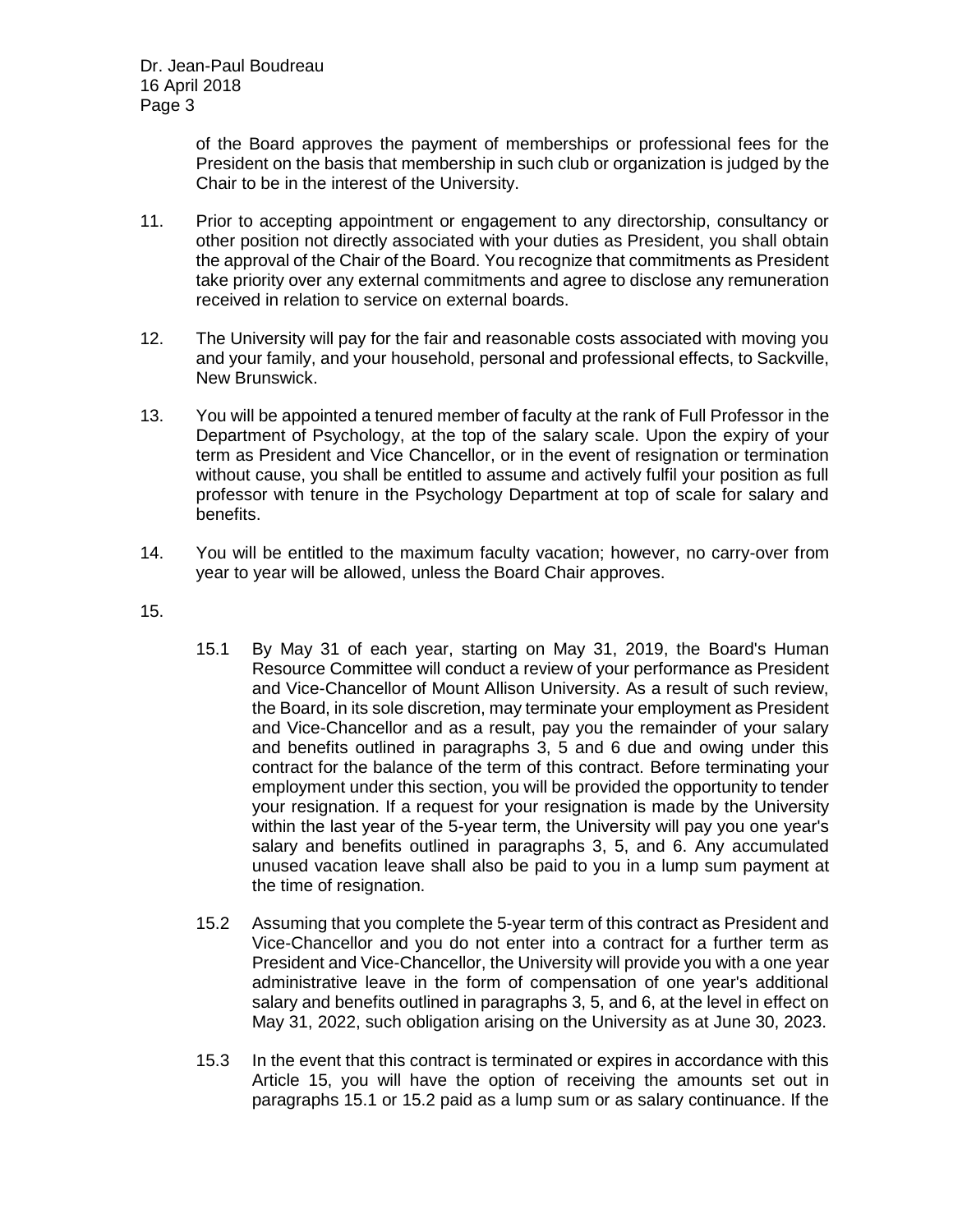of the Board approves the payment of memberships or professional fees for the President on the basis that membership in such club or organization is judged by the Chair to be in the interest of the University.

11. Prior to accepting appointment or engagement to any directorship, consultancy or other position not directly associated with your duties as President, you shall obtain the approval of the Chair of the Board. You recognize that commitments as President take priority over any external commitments and agree to disclose any remuneration received in relation to service on external boards.

12. The University will pay for the fair and reasonable costs associated with moving you and your family, and your household, personal and professional effects, to Sackville, New Brunswick.

13. You will be appointed a tenured member of faculty at the rank of Full Professor in the Department of Psychology, at the top of the salary scale. Upon the expiry of your term as President and Vice Chancellor, or in the event of resignation or termination without cause, you shall be entitled to assume and actively fulfil your position as full professor with tenure in the Psychology Department at top of scale for salary and benefits.

14. You will be entitled to the maximum faculty vacation; however, no carry-over from year to year will be allowed, unless the Board Chair approves.

15.

    15.1 By May 31 of each year, starting on May 31, 2019, the Board's Human Resource Committee will conduct a review of your performance as President and Vice-Chancellor of Mount Allison University. As a result of such review, the Board, in its sole discretion, may terminate your employment as President and Vice-Chancellor and as a result, pay you the remainder of your salary and benefits outlined in paragraphs 3, 5 and 6 due and owing under this contract for the balance of the term of this contract. Before terminating your employment under this section, you will be provided the opportunity to tender your resignation. If a request for your resignation is made by the University within the last year of the 5-year term, the University will pay you one year's salary and benefits outlined in paragraphs 3, 5, and 6. Any accumulated unused vacation leave shall also be paid to you in a lump sum payment at the time of resignation.

    15.2 Assuming that you complete the 5-year term of this contract as President and Vice-Chancellor and you do not enter into a contract for a further term as President and Vice-Chancellor, the University will provide you with a one year administrative leave in the form of compensation of one year's additional salary and benefits outlined in paragraphs 3, 5, and 6, at the level in effect on May 31, 2022, such obligation arising on the University as at June 30, 2023.

    15.3 In the event that this contract is terminated or expires in accordance with this Article 15, you will have the option of receiving the amounts set out in paragraphs 15.1 or 15.2 paid as a lump sum or as salary continuance. If the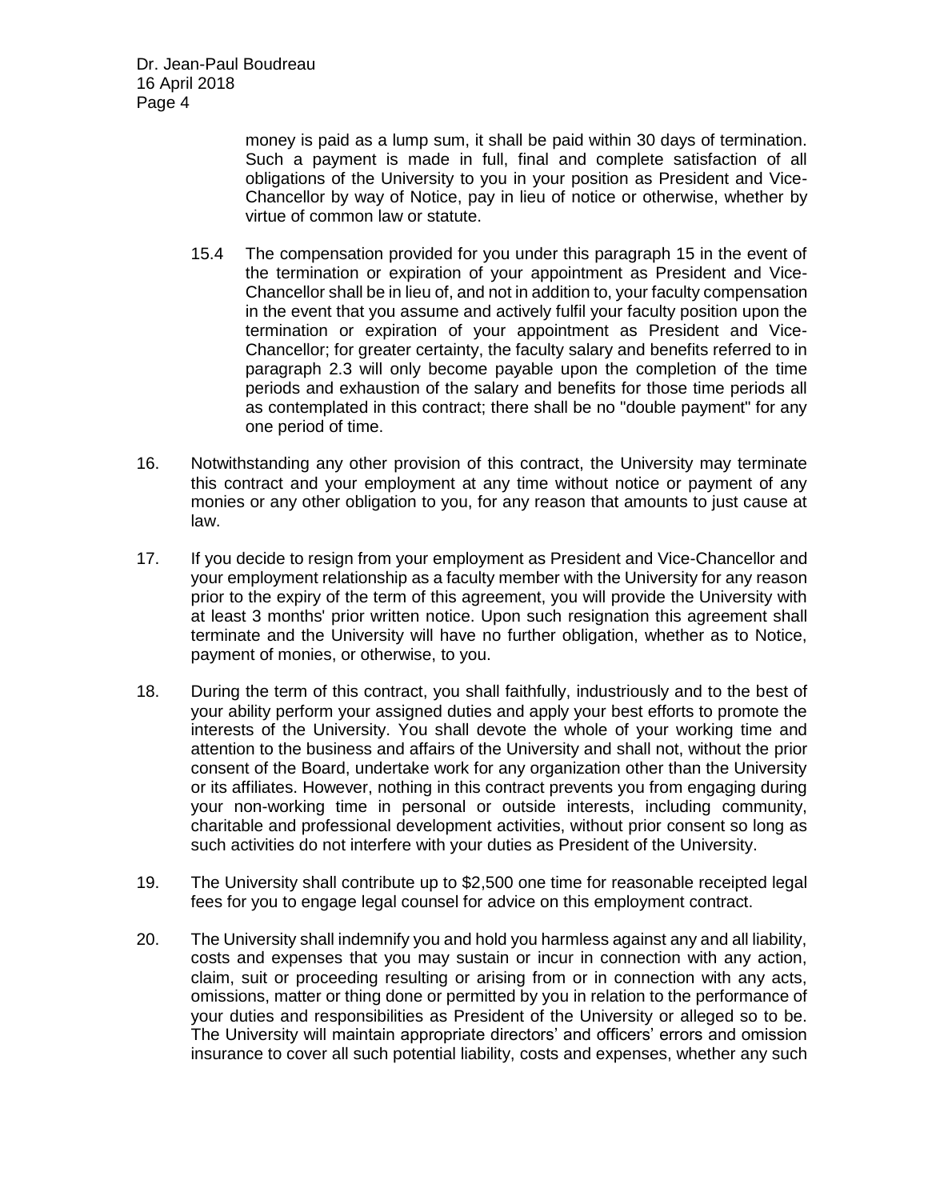money is paid as a lump sum, it shall be paid within 30 days of termination. Such a payment is made in full, final and complete satisfaction of all obligations of the University to you in your position as President and Vice-Chancellor by way of Notice, pay in lieu of notice or otherwise, whether by virtue of common law or statute.

15.4 The compensation provided for you under this paragraph 15 in the event of the termination or expiration of your appointment as President and Vice-Chancellor shall be in lieu of, and not in addition to, your faculty compensation in the event that you assume and actively fulfil your faculty position upon the termination or expiration of your appointment as President and Vice-Chancellor; for greater certainty, the faculty salary and benefits referred to in paragraph 2.3 will only become payable upon the completion of the time periods and exhaustion of the salary and benefits for those time periods all as contemplated in this contract; there shall be no "double payment" for any one period of time.

16. Notwithstanding any other provision of this contract, the University may terminate this contract and your employment at any time without notice or payment of any monies or any other obligation to you, for any reason that amounts to just cause at law.

17. If you decide to resign from your employment as President and Vice-Chancellor and your employment relationship as a faculty member with the University for any reason prior to the expiry of the term of this agreement, you will provide the University with at least 3 months' prior written notice. Upon such resignation this agreement shall terminate and the University will have no further obligation, whether as to Notice, payment of monies, or otherwise, to you.

18. During the term of this contract, you shall faithfully, industriously and to the best of your ability perform your assigned duties and apply your best efforts to promote the interests of the University. You shall devote the whole of your working time and attention to the business and affairs of the University and shall not, without the prior consent of the Board, undertake work for any organization other than the University or its affiliates. However, nothing in this contract prevents you from engaging during your non-working time in personal or outside interests, including community, charitable and professional development activities, without prior consent so long as such activities do not interfere with your duties as President of the University.

19. The University shall contribute up to $2,500 one time for reasonable receipted legal fees for you to engage legal counsel for advice on this employment contract.

20. The University shall indemnify you and hold you harmless against any and all liability, costs and expenses that you may sustain or incur in connection with any action, claim, suit or proceeding resulting or arising from or in connection with any acts, omissions, matter or thing done or permitted by you in relation to the performance of your duties and responsibilities as President of the University or alleged so to be. The University will maintain appropriate directors' and officers' errors and omission insurance to cover all such potential liability, costs and expenses, whether any such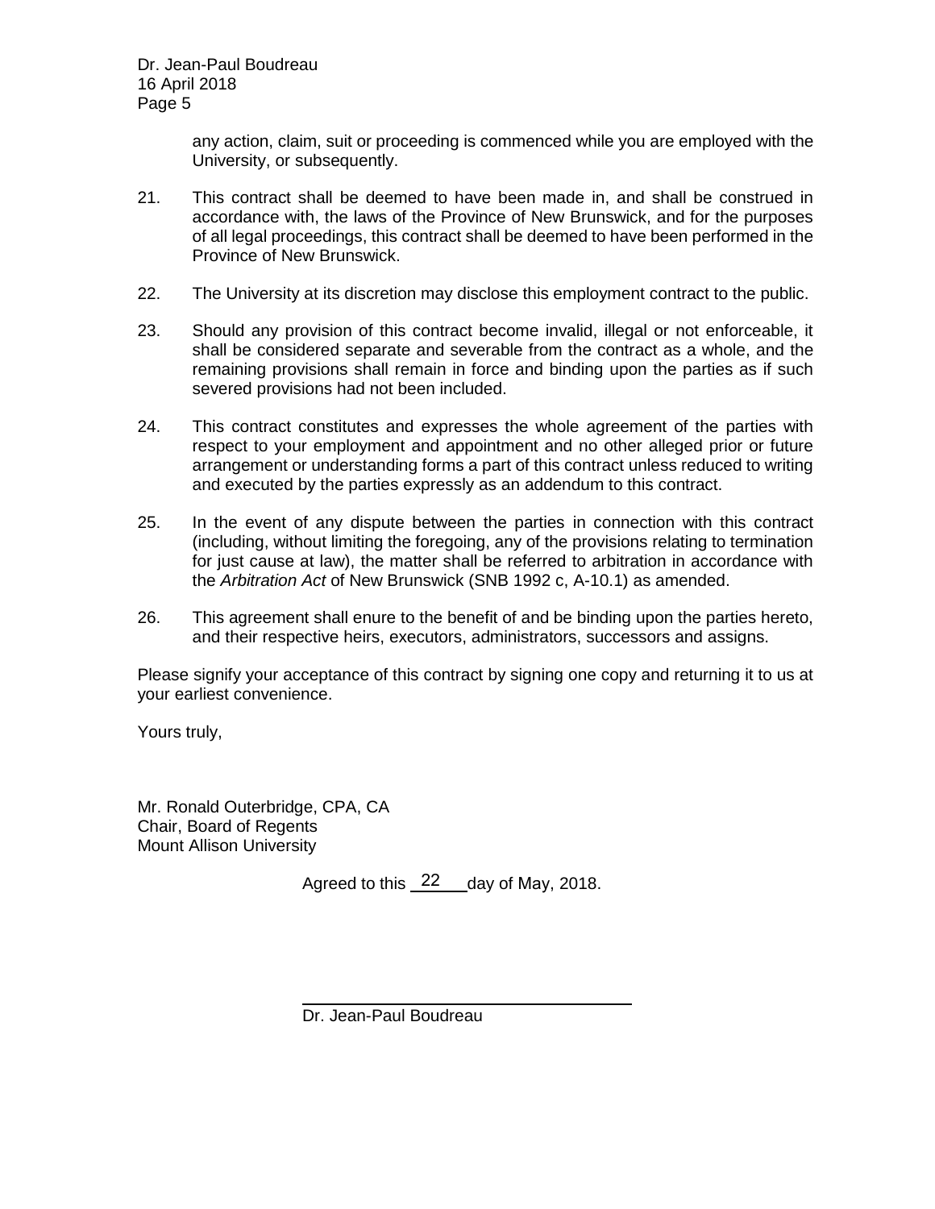any action, claim, suit or proceeding is commenced while you are employed with the University, or subsequently.

21. This contract shall be deemed to have been made in, and shall be construed in accordance with, the laws of the Province of New Brunswick, and for the purposes of all legal proceedings, this contract shall be deemed to have been performed in the Province of New Brunswick.

22. The University at its discretion may disclose this employment contract to the public.

23. Should any provision of this contract become invalid, illegal or not enforceable, it shall be considered separate and severable from the contract as a whole, and the remaining provisions shall remain in force and binding upon the parties as if such severed provisions had not been included.

24. This contract constitutes and expresses the whole agreement of the parties with respect to your employment and appointment and no other alleged prior or future arrangement or understanding forms a part of this contract unless reduced to writing and executed by the parties expressly as an addendum to this contract.

25. In the event of any dispute between the parties in connection with this contract (including, without limiting the foregoing, any of the provisions relating to termination for just cause at law), the matter shall be referred to arbitration in accordance with the *Arbitration Act* of New Brunswick (SNB 1992 c, A-10.1) as amended.

26. This agreement shall enure to the benefit of and be binding upon the parties hereto, and their respective heirs, executors, administrators, successors and assigns.

Please signify your acceptance of this contract by signing one copy and returning it to us at your earliest convenience.

Yours truly,

Mr. Ronald Outerbridge, CPA, CA
Chair, Board of Regents
Mount Allison University

Agreed to this 22 day of May, 2018.

Dr. Jean-Paul Boudreau